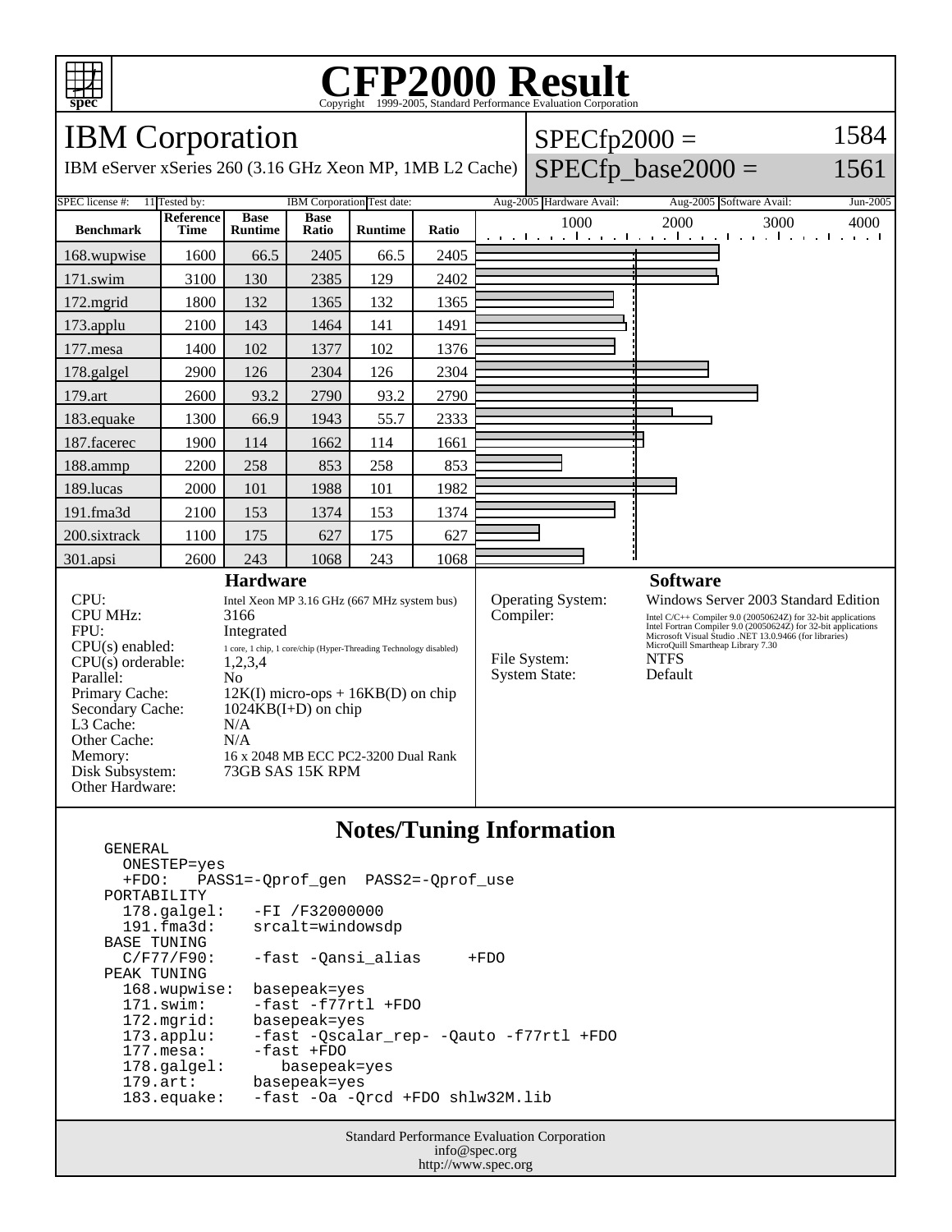# CFP2000 Result

Copyright 1999-2005, Standard Performance Evaluation Corporation

## IBM Corporation

IBM eServer xSeries 260 (3.16 GHz Xeon MP, 1MB L2 Cache)

SPECfp2000 = 1584

SPECfp_base2000 = 1561

| SPEC license #: | 11 | Tested by: | IBM Corporation | Test date: | Aug-2005 | Hardware Avail: | Aug-2005 | Software Avail: | Jun-2005 |
|---|---|---|---|---|---|---|---|---|---|

| Benchmark | Reference Time | Base Runtime | Base Ratio | Runtime | Ratio |
|---|---|---|---|---|---|
| 168.wupwise | 1600 | 66.5 | 2405 | 66.5 | 2405 |
| 171.swim | 3100 | 130 | 2385 | 129 | 2402 |
| 172.mgrid | 1800 | 132 | 1365 | 132 | 1365 |
| 173.applu | 2100 | 143 | 1464 | 141 | 1491 |
| 177.mesa | 1400 | 102 | 1377 | 102 | 1376 |
| 178.galgel | 2900 | 126 | 2304 | 126 | 2304 |
| 179.art | 2600 | 93.2 | 2790 | 93.2 | 2790 |
| 183.equake | 1300 | 66.9 | 1943 | 55.7 | 2333 |
| 187.facerec | 1900 | 114 | 1662 | 114 | 1661 |
| 188.ammp | 2200 | 258 | 853 | 258 | 853 |
| 189.lucas | 2000 | 101 | 1988 | 101 | 1982 |
| 191.fma3d | 2100 | 153 | 1374 | 153 | 1374 |
| 200.sixtrack | 1100 | 175 | 627 | 175 | 627 |
| 301.apsi | 2600 | 243 | 1068 | 243 | 1068 |

### Hardware

- CPU: Intel Xeon MP 3.16 GHz (667 MHz system bus)
- CPU MHz: 3166
- FPU: Integrated
- CPU(s) enabled: 1 core, 1 chip, 1 core/chip (Hyper-Threading Technology disabled)
- CPU(s) orderable: 1,2,3,4
- Parallel: No
- Primary Cache: 12K(I) micro-ops + 16KB(D) on chip
- Secondary Cache: 1024KB(I+D) on chip
- L3 Cache: N/A
- Other Cache: N/A
- Memory: 16 x 2048 MB ECC PC2-3200 Dual Rank
- Disk Subsystem: 73GB SAS 15K RPM
- Other Hardware:

### Software

- Operating System: Windows Server 2003 Standard Edition
- Compiler: Intel C/C++ Compiler 9.0 (20050624Z) for 32-bit applications; Intel Fortran Compiler 9.0 (20050624Z) for 32-bit applications; Microsoft Visual Studio .NET 13.0.9466 (for libraries); MicroQuill Smartheap Library 7.30
- File System: NTFS
- System State: Default

### Notes/Tuning Information

```
GENERAL
  ONESTEP=yes
  +FDO:   PASS1=-Qprof_gen  PASS2=-Qprof_use
PORTABILITY
  178.galgel:    -FI /F32000000
  191.fma3d:     srcalt=windowsdp
BASE TUNING
  C/F77/F90:     -fast -Qansi_alias     +FDO
PEAK TUNING
  168.wupwise:  basepeak=yes
  171.swim:     -fast -f77rtl +FDO
  172.mgrid:    basepeak=yes
  173.applu:    -fast -Qscalar_rep- -Qauto -f77rtl +FDO
  177.mesa:     -fast +FDO
  178.galgel:      basepeak=yes
  179.art:      basepeak=yes
  183.equake:   -fast -Oa -Qrcd +FDO shlw32M.lib
```

Standard Performance Evaluation Corporation
info@spec.org
http://www.spec.org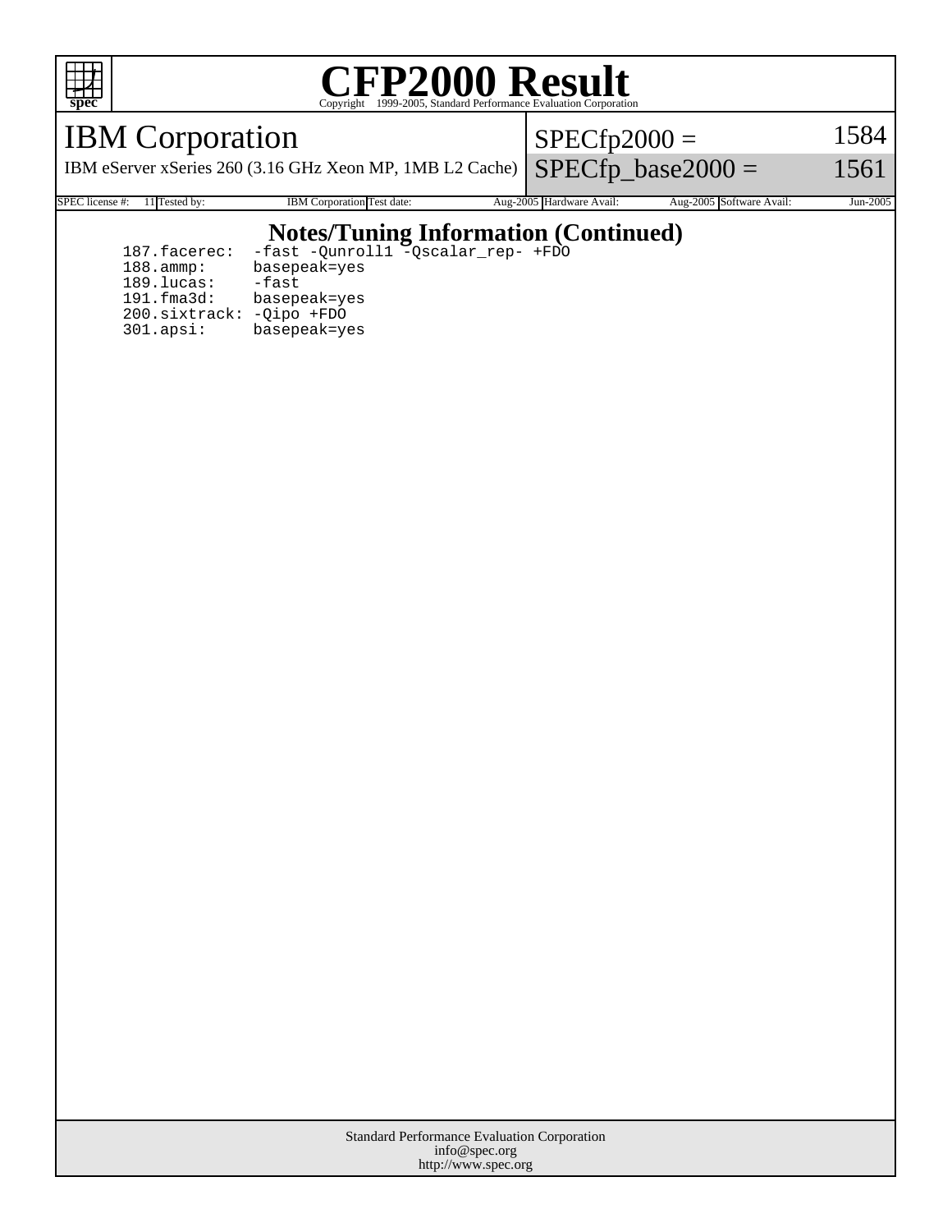# CFP2000 Result

Copyright 1999-2005, Standard Performance Evaluation Corporation

## IBM Corporation

IBM eServer xSeries 260 (3.16 GHz Xeon MP, 1MB L2 Cache)

SPECfp2000 = 1584

SPECfp_base2000 = 1561

| SPEC license #: | 11 | Tested by: | IBM Corporation | Test date: | Aug-2005 | Hardware Avail: | Aug-2005 | Software Avail: | Jun-2005 |
|---|---|---|---|---|---|---|---|---|---|

### Notes/Tuning Information (Continued)

```
187.facerec:  -fast -Qunroll1 -Qscalar_rep- +FDO
188.ammp:     basepeak=yes
189.lucas:    -fast
191.fma3d:    basepeak=yes
200.sixtrack: -Qipo +FDO
301.apsi:     basepeak=yes
```

Standard Performance Evaluation Corporation
info@spec.org
http://www.spec.org